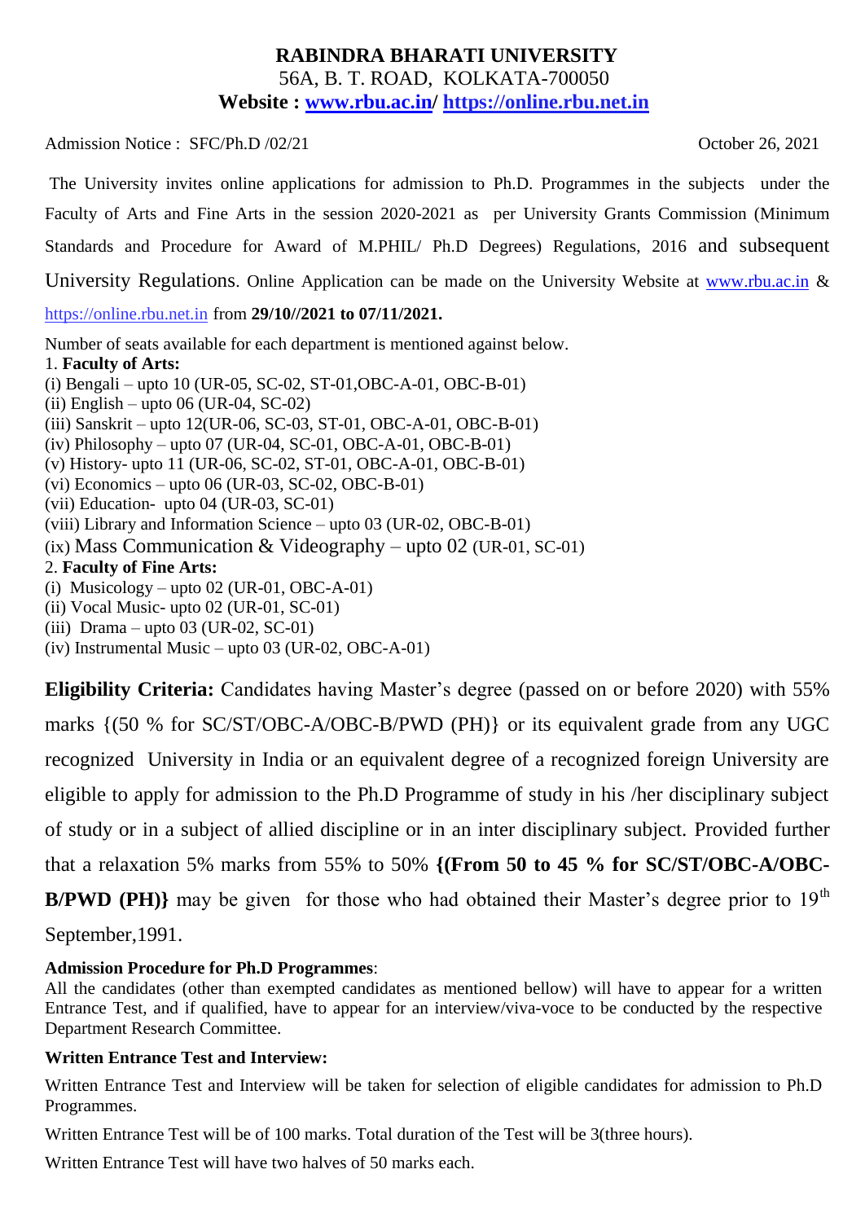# RABINDRA BHARATI UNIVERSITY

56A, B. T. ROAD, KOLKATA-700050

**Website : www.rbu.ac.in/ https://online.rbu.net.in**

Admission Notice : SFC/Ph.D /02/21 October 26, 2021

The University invites online applications for admission to Ph.D. Programmes in the subjects under the Faculty of Arts and Fine Arts in the session 2020-2021 as per University Grants Commission (Minimum Standards and Procedure for Award of M.PHIL/ Ph.D Degrees) Regulations, 2016 and subsequent University Regulations. Online Application can be made on the University Website at www.rbu.ac.in & https://online.rbu.net.in from **29/10//2021 to 07/11/2021.**

Number of seats available for each department is mentioned against below.

1. **Faculty of Arts:**

(i) Bengali – upto 10 (UR-05, SC-02, ST-01,OBC-A-01, OBC-B-01)
(ii) English – upto 06 (UR-04, SC-02)
(iii) Sanskrit – upto 12(UR-06, SC-03, ST-01, OBC-A-01, OBC-B-01)
(iv) Philosophy – upto 07 (UR-04, SC-01, OBC-A-01, OBC-B-01)
(v) History- upto 11 (UR-06, SC-02, ST-01, OBC-A-01, OBC-B-01)
(vi) Economics – upto 06 (UR-03, SC-02, OBC-B-01)
(vii) Education- upto 04 (UR-03, SC-01)
(viii) Library and Information Science – upto 03 (UR-02, OBC-B-01)
(ix) Mass Communication & Videography – upto 02 (UR-01, SC-01)

2. **Faculty of Fine Arts:**

(i) Musicology – upto 02 (UR-01, OBC-A-01)
(ii) Vocal Music- upto 02 (UR-01, SC-01)
(iii) Drama – upto 03 (UR-02, SC-01)
(iv) Instrumental Music – upto 03 (UR-02, OBC-A-01)

**Eligibility Criteria:** Candidates having Master's degree (passed on or before 2020) with 55% marks {(50 % for SC/ST/OBC-A/OBC-B/PWD (PH)} or its equivalent grade from any UGC recognized University in India or an equivalent degree of a recognized foreign University are eligible to apply for admission to the Ph.D Programme of study in his /her disciplinary subject of study or in a subject of allied discipline or in an inter disciplinary subject. Provided further that a relaxation 5% marks from 55% to 50% **{(From 50 to 45 % for SC/ST/OBC-A/OBC-B/PWD (PH)}** may be given for those who had obtained their Master's degree prior to 19th September,1991.

**Admission Procedure for Ph.D Programmes**:

All the candidates (other than exempted candidates as mentioned bellow) will have to appear for a written Entrance Test, and if qualified, have to appear for an interview/viva-voce to be conducted by the respective Department Research Committee.

**Written Entrance Test and Interview:**

Written Entrance Test and Interview will be taken for selection of eligible candidates for admission to Ph.D Programmes.

Written Entrance Test will be of 100 marks. Total duration of the Test will be 3(three hours).

Written Entrance Test will have two halves of 50 marks each.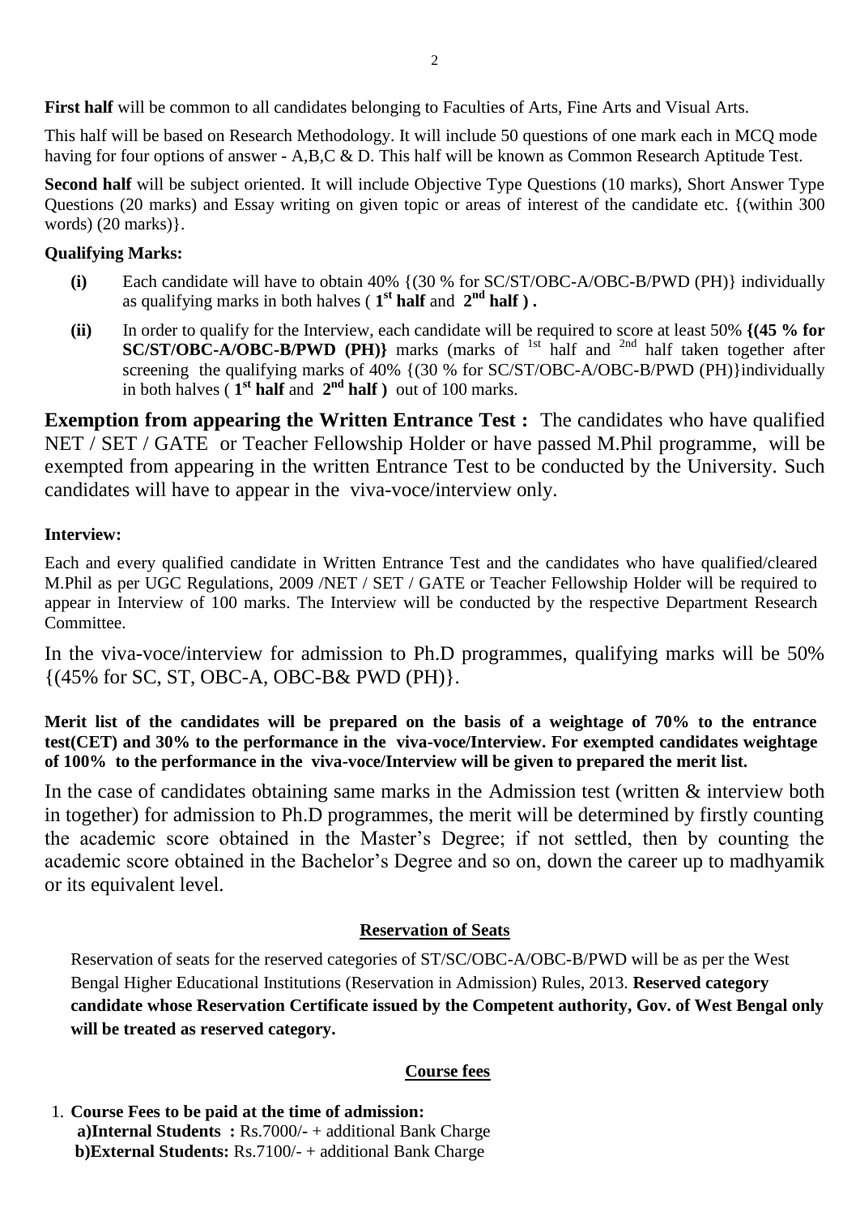**First half** will be common to all candidates belonging to Faculties of Arts, Fine Arts and Visual Arts.

This half will be based on Research Methodology. It will include 50 questions of one mark each in MCQ mode having for four options of answer - A,B,C & D. This half will be known as Common Research Aptitude Test.

**Second half** will be subject oriented. It will include Objective Type Questions (10 marks), Short Answer Type Questions (20 marks) and Essay writing on given topic or areas of interest of the candidate etc. {(within 300 words) (20 marks)}.

**Qualifying Marks:**

- **(i)** Each candidate will have to obtain 40% {(30 % for SC/ST/OBC-A/OBC-B/PWD (PH)} individually as qualifying marks in both halves ( **1st half** and **2nd half ) .**
- **(ii)** In order to qualify for the Interview, each candidate will be required to score at least 50% **{(45 % for SC/ST/OBC-A/OBC-B/PWD (PH)}** marks (marks of 1st half and 2nd half taken together after screening the qualifying marks of 40% {(30 % for SC/ST/OBC-A/OBC-B/PWD (PH)}individually in both halves ( **1st half** and **2nd half )** out of 100 marks.

**Exemption from appearing the Written Entrance Test :** The candidates who have qualified NET / SET / GATE or Teacher Fellowship Holder or have passed M.Phil programme, will be exempted from appearing in the written Entrance Test to be conducted by the University. Such candidates will have to appear in the viva-voce/interview only.

**Interview:**

Each and every qualified candidate in Written Entrance Test and the candidates who have qualified/cleared M.Phil as per UGC Regulations, 2009 /NET / SET / GATE or Teacher Fellowship Holder will be required to appear in Interview of 100 marks. The Interview will be conducted by the respective Department Research Committee.

In the viva-voce/interview for admission to Ph.D programmes, qualifying marks will be 50% {(45% for SC, ST, OBC-A, OBC-B& PWD (PH)}.

**Merit list of the candidates will be prepared on the basis of a weightage of 70% to the entrance test(CET) and 30% to the performance in the viva-voce/Interview. For exempted candidates weightage of 100% to the performance in the viva-voce/Interview will be given to prepared the merit list.**

In the case of candidates obtaining same marks in the Admission test (written & interview both in together) for admission to Ph.D programmes, the merit will be determined by firstly counting the academic score obtained in the Master's Degree; if not settled, then by counting the academic score obtained in the Bachelor's Degree and so on, down the career up to madhyamik or its equivalent level.

## Reservation of Seats

Reservation of seats for the reserved categories of ST/SC/OBC-A/OBC-B/PWD will be as per the West Bengal Higher Educational Institutions (Reservation in Admission) Rules, 2013. **Reserved category candidate whose Reservation Certificate issued by the Competent authority, Gov. of West Bengal only will be treated as reserved category.**

## Course fees

1. **Course Fees to be paid at the time of admission:**
   **a)Internal Students :** Rs.7000/- + additional Bank Charge
   **b)External Students:** Rs.7100/- + additional Bank Charge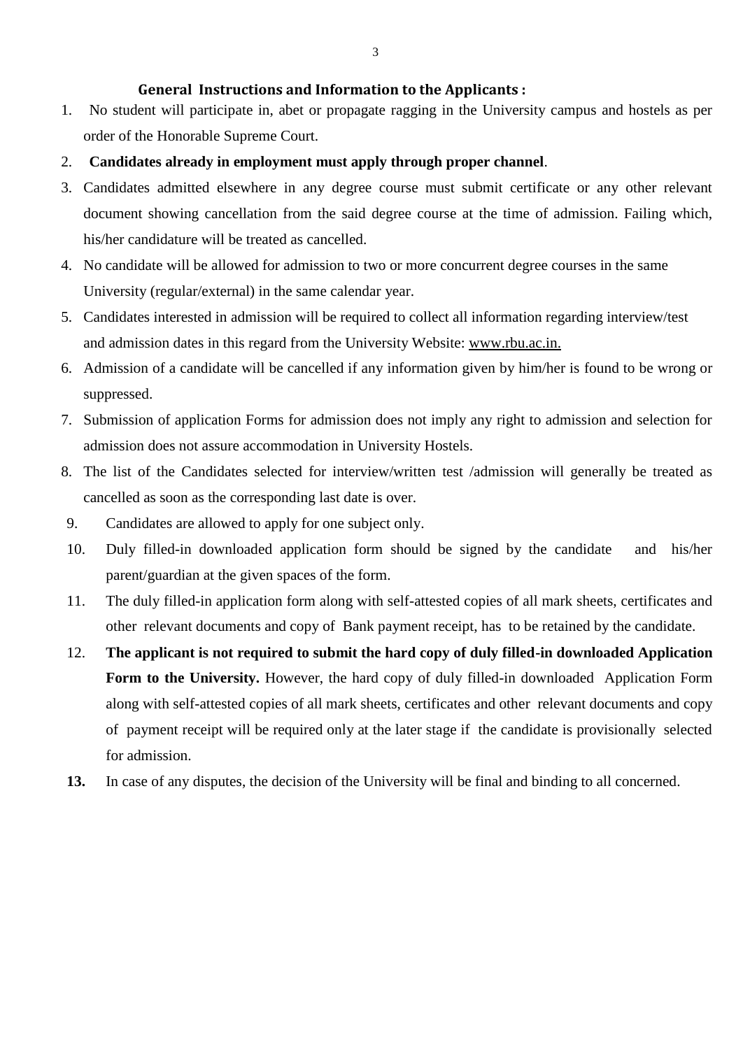## General Instructions and Information to the Applicants :

1. No student will participate in, abet or propagate ragging in the University campus and hostels as per order of the Honorable Supreme Court.
2. **Candidates already in employment must apply through proper channel**.
3. Candidates admitted elsewhere in any degree course must submit certificate or any other relevant document showing cancellation from the said degree course at the time of admission. Failing which, his/her candidature will be treated as cancelled.
4. No candidate will be allowed for admission to two or more concurrent degree courses in the same University (regular/external) in the same calendar year.
5. Candidates interested in admission will be required to collect all information regarding interview/test and admission dates in this regard from the University Website: www.rbu.ac.in.
6. Admission of a candidate will be cancelled if any information given by him/her is found to be wrong or suppressed.
7. Submission of application Forms for admission does not imply any right to admission and selection for admission does not assure accommodation in University Hostels.
8. The list of the Candidates selected for interview/written test /admission will generally be treated as cancelled as soon as the corresponding last date is over.
9. Candidates are allowed to apply for one subject only.
10. Duly filled-in downloaded application form should be signed by the candidate and his/her parent/guardian at the given spaces of the form.
11. The duly filled-in application form along with self-attested copies of all mark sheets, certificates and other relevant documents and copy of Bank payment receipt, has to be retained by the candidate.
12. **The applicant is not required to submit the hard copy of duly filled-in downloaded Application Form to the University.** However, the hard copy of duly filled-in downloaded Application Form along with self-attested copies of all mark sheets, certificates and other relevant documents and copy of payment receipt will be required only at the later stage if the candidate is provisionally selected for admission.
13. In case of any disputes, the decision of the University will be final and binding to all concerned.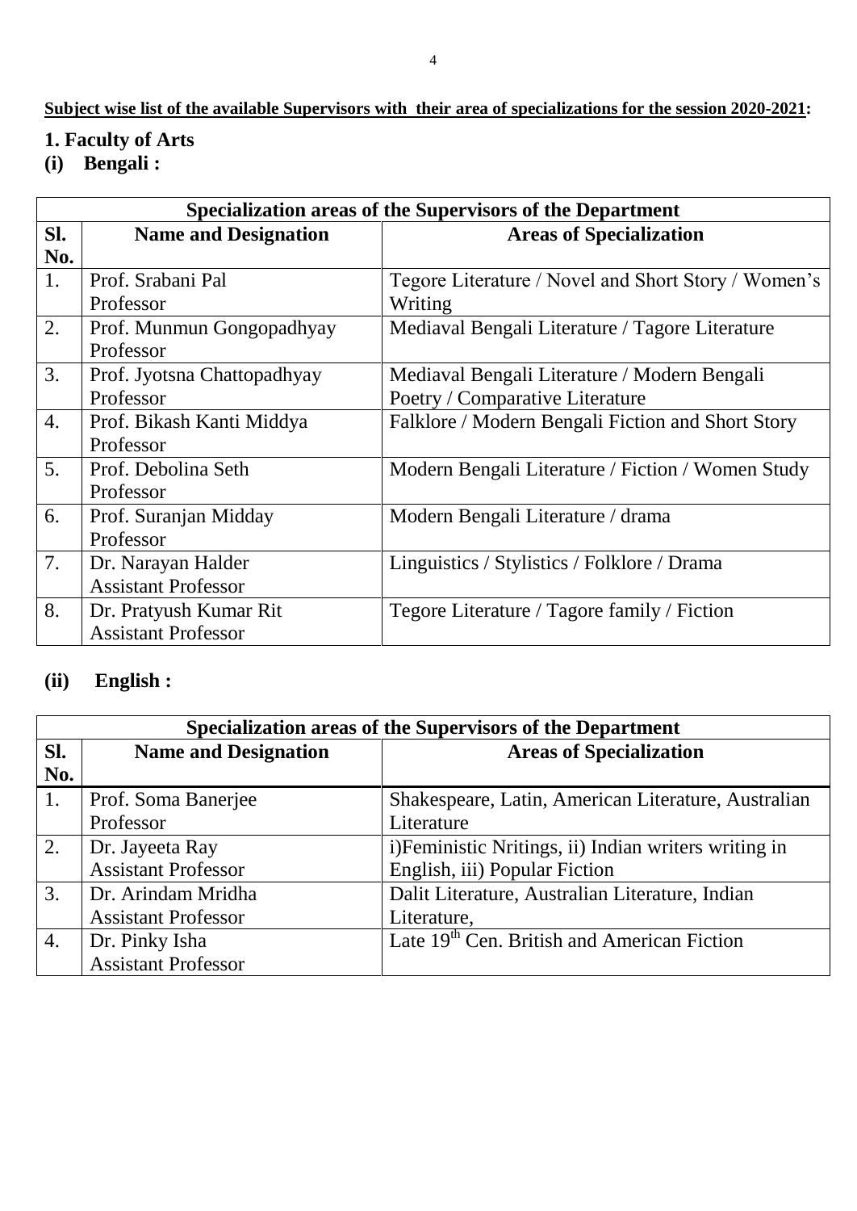**Subject wise list of the available Supervisors with their area of specializations for the session 2020-2021:**

## 1. Faculty of Arts

### (i) Bengali :

| Specialization areas of the Supervisors of the Department | | |
|---|---|---|
| **Sl. No.** | **Name and Designation** | **Areas of Specialization** |
| 1. | Prof. Srabani Pal<br>Professor | Tegore Literature / Novel and Short Story / Women's Writing |
| 2. | Prof. Munmun Gongopadhyay<br>Professor | Mediaval Bengali Literature / Tagore Literature |
| 3. | Prof. Jyotsna Chattopadhyay<br>Professor | Mediaval Bengali Literature / Modern Bengali Poetry / Comparative Literature |
| 4. | Prof. Bikash Kanti Middya<br>Professor | Falklore / Modern Bengali Fiction and Short Story |
| 5. | Prof. Debolina Seth<br>Professor | Modern Bengali Literature / Fiction / Women Study |
| 6. | Prof. Suranjan Midday<br>Professor | Modern Bengali Literature / drama |
| 7. | Dr. Narayan Halder<br>Assistant Professor | Linguistics / Stylistics / Folklore / Drama |
| 8. | Dr. Pratyush Kumar Rit<br>Assistant Professor | Tegore Literature / Tagore family / Fiction |

### (ii) English :

| Specialization areas of the Supervisors of the Department | | |
|---|---|---|
| **Sl. No.** | **Name and Designation** | **Areas of Specialization** |
| 1. | Prof. Soma Banerjee<br>Professor | Shakespeare, Latin, American Literature, Australian Literature |
| 2. | Dr. Jayeeta Ray<br>Assistant Professor | i)Feministic Nritings, ii) Indian writers writing in English, iii) Popular Fiction |
| 3. | Dr. Arindam Mridha<br>Assistant Professor | Dalit Literature, Australian Literature, Indian Literature, |
| 4. | Dr. Pinky Isha<br>Assistant Professor | Late 19th Cen. British and American Fiction |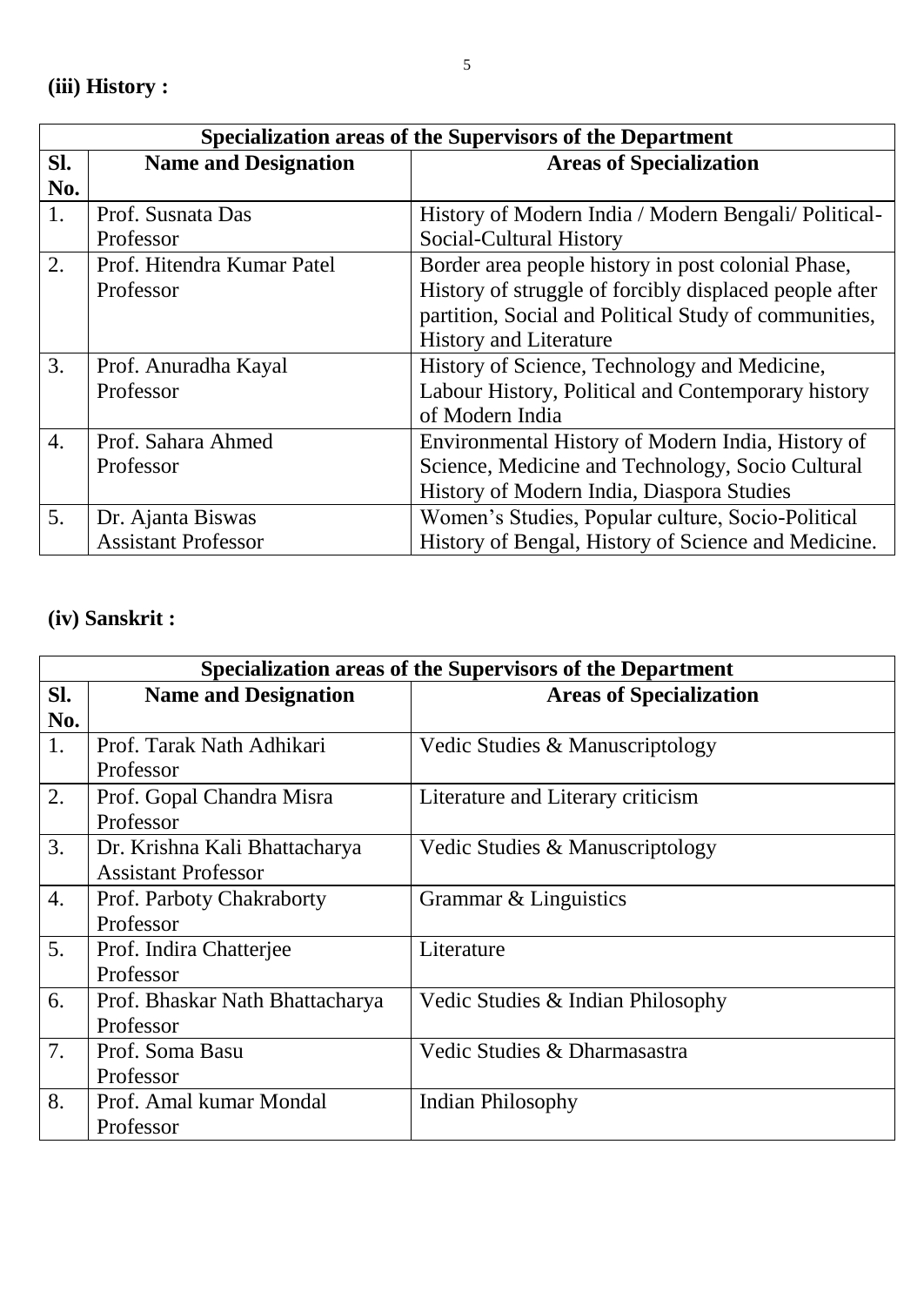**(iii) History :**

| Specialization areas of the Supervisors of the Department | | |
|---|---|---|
| **Sl. No.** | **Name and Designation** | **Areas of Specialization** |
| 1. | Prof. Susnata Das<br>Professor | History of Modern India / Modern Bengali/ Political-Social-Cultural History |
| 2. | Prof. Hitendra Kumar Patel<br>Professor | Border area people history in post colonial Phase, History of struggle of forcibly displaced people after partition, Social and Political Study of communities, History and Literature |
| 3. | Prof. Anuradha Kayal<br>Professor | History of Science, Technology and Medicine, Labour History, Political and Contemporary history of Modern India |
| 4. | Prof. Sahara Ahmed<br>Professor | Environmental History of Modern India, History of Science, Medicine and Technology, Socio Cultural History of Modern India, Diaspora Studies |
| 5. | Dr. Ajanta Biswas<br>Assistant Professor | Women's Studies, Popular culture, Socio-Political History of Bengal, History of Science and Medicine. |

**(iv) Sanskrit :**

| Specialization areas of the Supervisors of the Department | | |
|---|---|---|
| **Sl. No.** | **Name and Designation** | **Areas of Specialization** |
| 1. | Prof. Tarak Nath Adhikari<br>Professor | Vedic Studies & Manuscriptology |
| 2. | Prof. Gopal Chandra Misra<br>Professor | Literature and Literary criticism |
| 3. | Dr. Krishna Kali Bhattacharya<br>Assistant Professor | Vedic Studies & Manuscriptology |
| 4. | Prof. Parboty Chakraborty<br>Professor | Grammar & Linguistics |
| 5. | Prof. Indira Chatterjee<br>Professor | Literature |
| 6. | Prof. Bhaskar Nath Bhattacharya<br>Professor | Vedic Studies & Indian Philosophy |
| 7. | Prof. Soma Basu<br>Professor | Vedic Studies & Dharmasastra |
| 8. | Prof. Amal kumar Mondal<br>Professor | Indian Philosophy |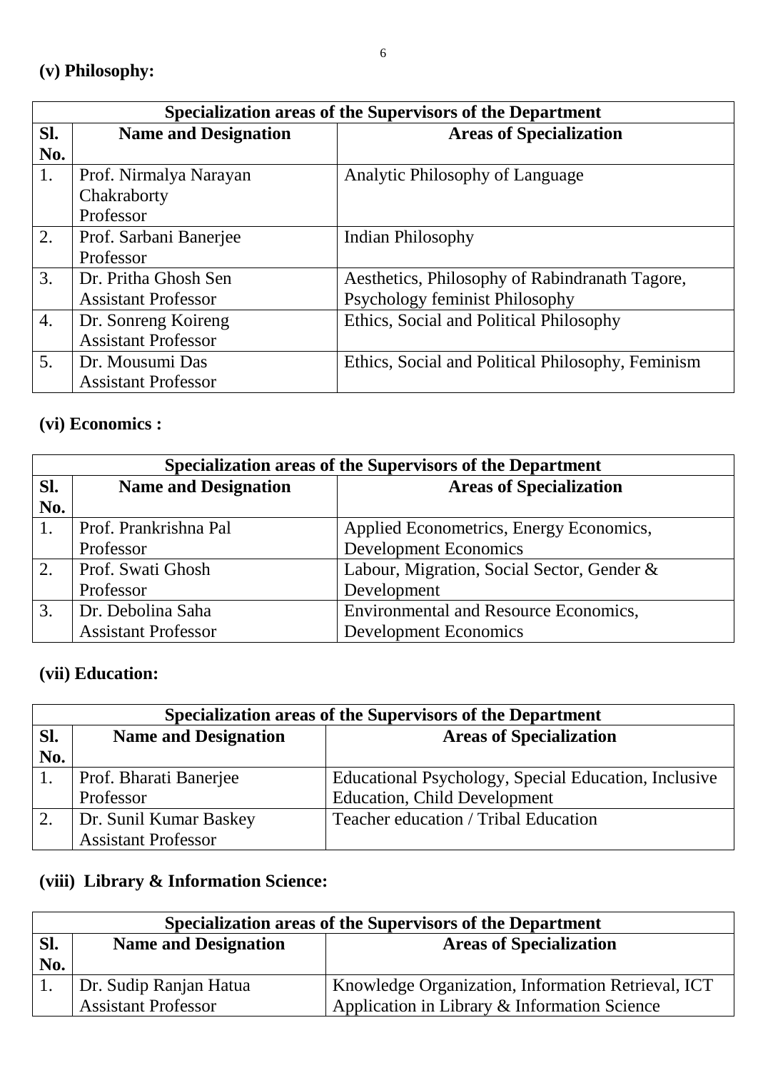**(v) Philosophy:**

| Specialization areas of the Supervisors of the Department | | |
|---|---|---|
| **Sl. No.** | **Name and Designation** | **Areas of Specialization** |
| 1. | Prof. Nirmalya Narayan Chakraborty<br>Professor | Analytic Philosophy of Language |
| 2. | Prof. Sarbani Banerjee<br>Professor | Indian Philosophy |
| 3. | Dr. Pritha Ghosh Sen<br>Assistant Professor | Aesthetics, Philosophy of Rabindranath Tagore, Psychology feminist Philosophy |
| 4. | Dr. Sonreng Koireng<br>Assistant Professor | Ethics, Social and Political Philosophy |
| 5. | Dr. Mousumi Das<br>Assistant Professor | Ethics, Social and Political Philosophy, Feminism |

**(vi) Economics :**

| Specialization areas of the Supervisors of the Department | | |
|---|---|---|
| **Sl. No.** | **Name and Designation** | **Areas of Specialization** |
| 1. | Prof. Prankrishna Pal<br>Professor | Applied Econometrics, Energy Economics, Development Economics |
| 2. | Prof. Swati Ghosh<br>Professor | Labour, Migration, Social Sector, Gender & Development |
| 3. | Dr. Debolina Saha<br>Assistant Professor | Environmental and Resource Economics, Development Economics |

**(vii) Education:**

| Specialization areas of the Supervisors of the Department | | |
|---|---|---|
| **Sl. No.** | **Name and Designation** | **Areas of Specialization** |
| 1. | Prof. Bharati Banerjee<br>Professor | Educational Psychology, Special Education, Inclusive Education, Child Development |
| 2. | Dr. Sunil Kumar Baskey<br>Assistant Professor | Teacher education / Tribal Education |

**(viii) Library & Information Science:**

| Specialization areas of the Supervisors of the Department | | |
|---|---|---|
| **Sl. No.** | **Name and Designation** | **Areas of Specialization** |
| 1. | Dr. Sudip Ranjan Hatua<br>Assistant Professor | Knowledge Organization, Information Retrieval, ICT Application in Library & Information Science |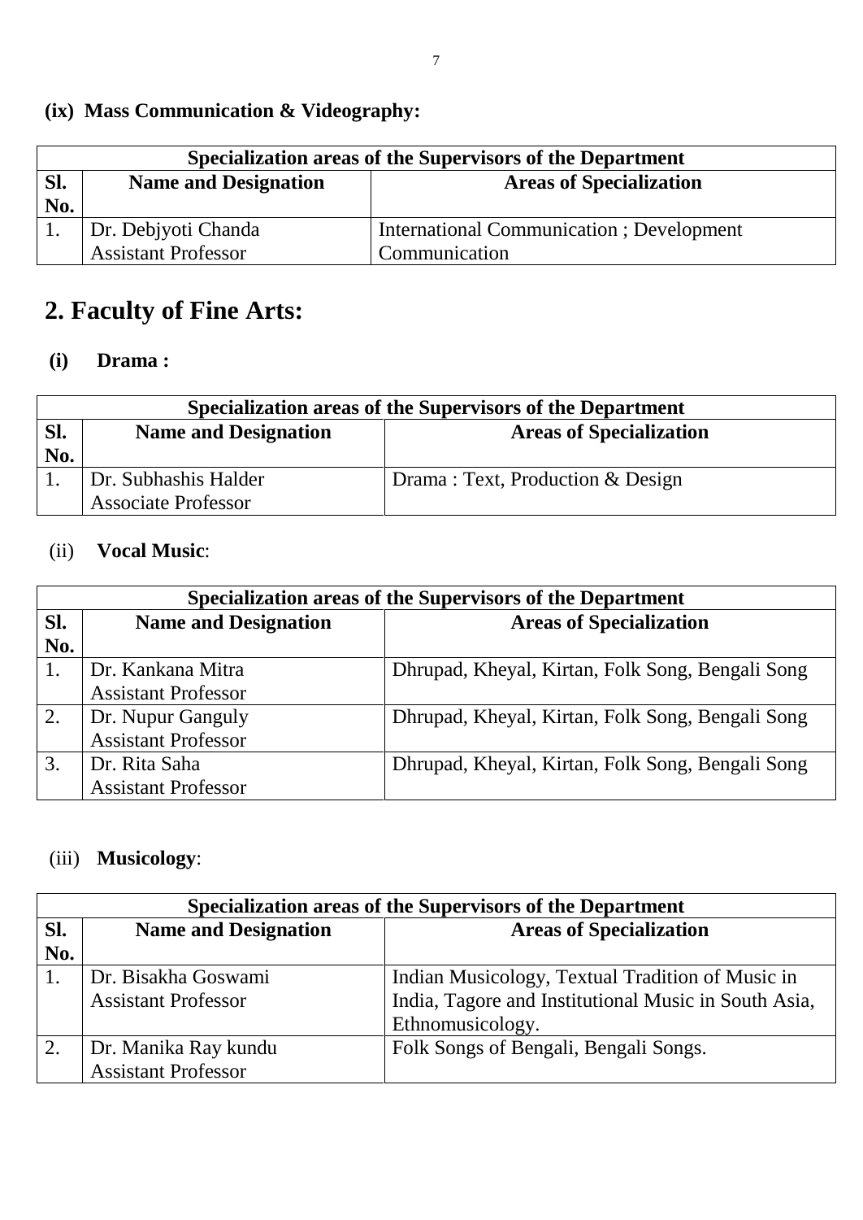**(ix) Mass Communication & Videography:**

| Specialization areas of the Supervisors of the Department | | |
|---|---|---|
| **Sl. No.** | **Name and Designation** | **Areas of Specialization** |
| 1. | Dr. Debjyoti Chanda<br>Assistant Professor | International Communication ; Development Communication |

## 2. Faculty of Fine Arts:

### (i) Drama :

| Specialization areas of the Supervisors of the Department | | |
|---|---|---|
| **Sl. No.** | **Name and Designation** | **Areas of Specialization** |
| 1. | Dr. Subhashis Halder<br>Associate Professor | Drama : Text, Production & Design |

### (ii) **Vocal Music**:

| Specialization areas of the Supervisors of the Department | | |
|---|---|---|
| **Sl. No.** | **Name and Designation** | **Areas of Specialization** |
| 1. | Dr. Kankana Mitra<br>Assistant Professor | Dhrupad, Kheyal, Kirtan, Folk Song, Bengali Song |
| 2. | Dr. Nupur Ganguly<br>Assistant Professor | Dhrupad, Kheyal, Kirtan, Folk Song, Bengali Song |
| 3. | Dr. Rita Saha<br>Assistant Professor | Dhrupad, Kheyal, Kirtan, Folk Song, Bengali Song |

### (iii) **Musicology**:

| Specialization areas of the Supervisors of the Department | | |
|---|---|---|
| **Sl. No.** | **Name and Designation** | **Areas of Specialization** |
| 1. | Dr. Bisakha Goswami<br>Assistant Professor | Indian Musicology, Textual Tradition of Music in India, Tagore and Institutional Music in South Asia, Ethnomusicology. |
| 2. | Dr. Manika Ray kundu<br>Assistant Professor | Folk Songs of Bengali, Bengali Songs. |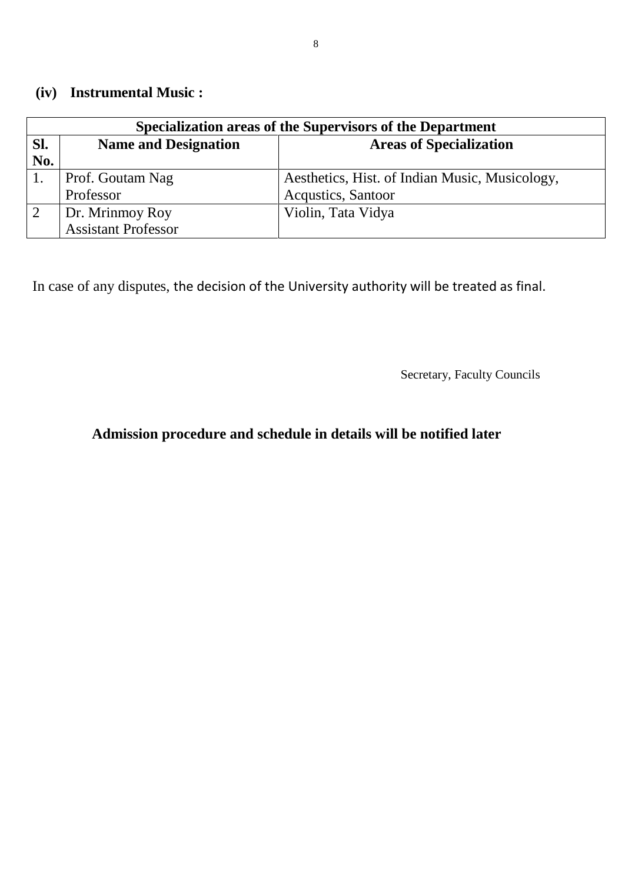### (iv) Instrumental Music :

| Specialization areas of the Supervisors of the Department | | |
|---|---|---|
| **Sl. No.** | **Name and Designation** | **Areas of Specialization** |
| 1. | Prof. Goutam Nag<br>Professor | Aesthetics, Hist. of Indian Music, Musicology, Acqustics, Santoor |
| 2 | Dr. Mrinmoy Roy<br>Assistant Professor | Violin, Tata Vidya |

In case of any disputes, the decision of the University authority will be treated as final.

Secretary, Faculty Councils

**Admission procedure and schedule in details will be notified later**